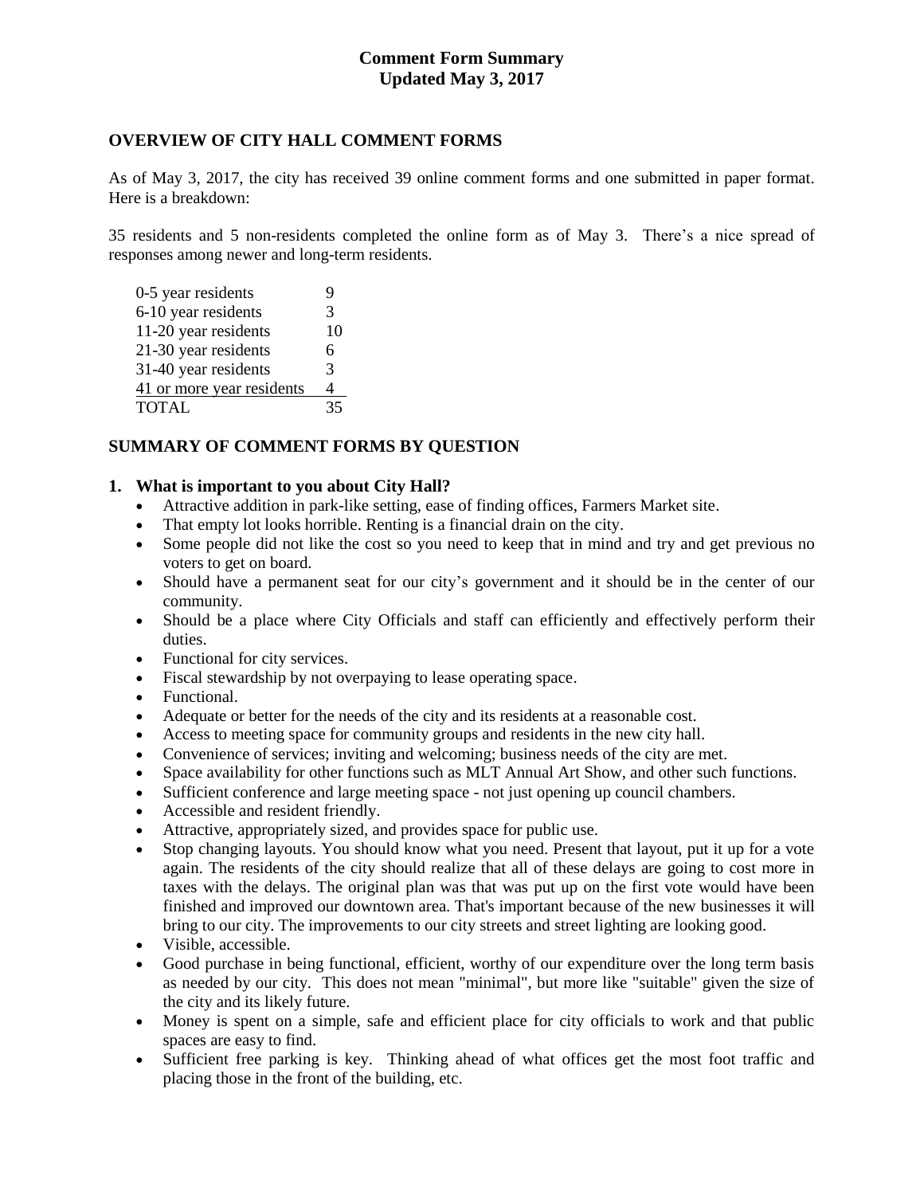# Comment Form Summary
## Updated May 3, 2017

## OVERVIEW OF CITY HALL COMMENT FORMS

As of May 3, 2017, the city has received 39 online comment forms and one submitted in paper format. Here is a breakdown:

35 residents and 5 non-residents completed the online form as of May 3. There's a nice spread of responses among newer and long-term residents.

| | |
|---|---|
| 0-5 year residents | 9 |
| 6-10 year residents | 3 |
| 11-20 year residents | 10 |
| 21-30 year residents | 6 |
| 31-40 year residents | 3 |
| 41 or more year residents | 4 |
| TOTAL | 35 |

## SUMMARY OF COMMENT FORMS BY QUESTION

### 1. What is important to you about City Hall?

- Attractive addition in park-like setting, ease of finding offices, Farmers Market site.
- That empty lot looks horrible. Renting is a financial drain on the city.
- Some people did not like the cost so you need to keep that in mind and try and get previous no voters to get on board.
- Should have a permanent seat for our city's government and it should be in the center of our community.
- Should be a place where City Officials and staff can efficiently and effectively perform their duties.
- Functional for city services.
- Fiscal stewardship by not overpaying to lease operating space.
- Functional.
- Adequate or better for the needs of the city and its residents at a reasonable cost.
- Access to meeting space for community groups and residents in the new city hall.
- Convenience of services; inviting and welcoming; business needs of the city are met.
- Space availability for other functions such as MLT Annual Art Show, and other such functions.
- Sufficient conference and large meeting space - not just opening up council chambers.
- Accessible and resident friendly.
- Attractive, appropriately sized, and provides space for public use.
- Stop changing layouts. You should know what you need. Present that layout, put it up for a vote again. The residents of the city should realize that all of these delays are going to cost more in taxes with the delays. The original plan was that was put up on the first vote would have been finished and improved our downtown area. That's important because of the new businesses it will bring to our city. The improvements to our city streets and street lighting are looking good.
- Visible, accessible.
- Good purchase in being functional, efficient, worthy of our expenditure over the long term basis as needed by our city. This does not mean "minimal", but more like "suitable" given the size of the city and its likely future.
- Money is spent on a simple, safe and efficient place for city officials to work and that public spaces are easy to find.
- Sufficient free parking is key. Thinking ahead of what offices get the most foot traffic and placing those in the front of the building, etc.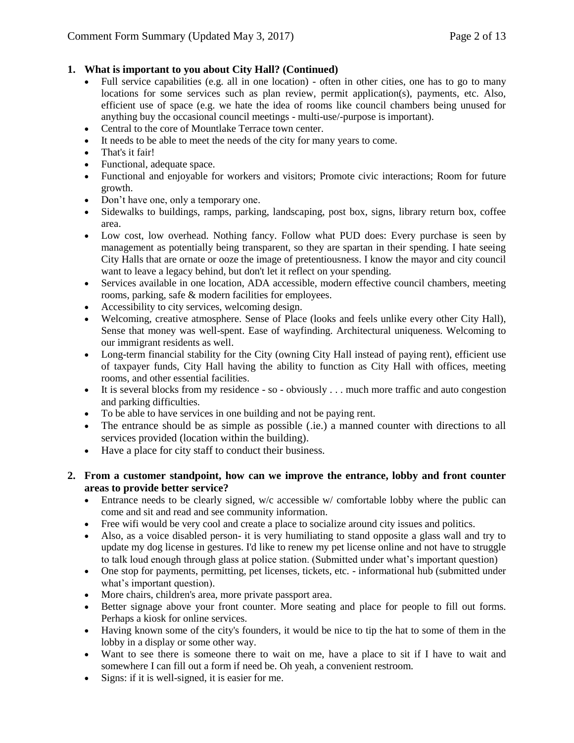1. **What is important to you about City Hall? (Continued)**
   - Full service capabilities (e.g. all in one location) - often in other cities, one has to go to many locations for some services such as plan review, permit application(s), payments, etc. Also, efficient use of space (e.g. we hate the idea of rooms like council chambers being unused for anything buy the occasional council meetings - multi-use/-purpose is important).
   - Central to the core of Mountlake Terrace town center.
   - It needs to be able to meet the needs of the city for many years to come.
   - That's it fair!
   - Functional, adequate space.
   - Functional and enjoyable for workers and visitors; Promote civic interactions; Room for future growth.
   - Don't have one, only a temporary one.
   - Sidewalks to buildings, ramps, parking, landscaping, post box, signs, library return box, coffee area.
   - Low cost, low overhead. Nothing fancy. Follow what PUD does: Every purchase is seen by management as potentially being transparent, so they are spartan in their spending. I hate seeing City Halls that are ornate or ooze the image of pretentiousness. I know the mayor and city council want to leave a legacy behind, but don't let it reflect on your spending.
   - Services available in one location, ADA accessible, modern effective council chambers, meeting rooms, parking, safe & modern facilities for employees.
   - Accessibility to city services, welcoming design.
   - Welcoming, creative atmosphere. Sense of Place (looks and feels unlike every other City Hall), Sense that money was well-spent. Ease of wayfinding. Architectural uniqueness. Welcoming to our immigrant residents as well.
   - Long-term financial stability for the City (owning City Hall instead of paying rent), efficient use of taxpayer funds, City Hall having the ability to function as City Hall with offices, meeting rooms, and other essential facilities.
   - It is several blocks from my residence - so - obviously . . . much more traffic and auto congestion and parking difficulties.
   - To be able to have services in one building and not be paying rent.
   - The entrance should be as simple as possible (.ie.) a manned counter with directions to all services provided (location within the building).
   - Have a place for city staff to conduct their business.

2. **From a customer standpoint, how can we improve the entrance, lobby and front counter areas to provide better service?**
   - Entrance needs to be clearly signed, w/c accessible w/ comfortable lobby where the public can come and sit and read and see community information.
   - Free wifi would be very cool and create a place to socialize around city issues and politics.
   - Also, as a voice disabled person- it is very humiliating to stand opposite a glass wall and try to update my dog license in gestures. I'd like to renew my pet license online and not have to struggle to talk loud enough through glass at police station. (Submitted under what's important question)
   - One stop for payments, permitting, pet licenses, tickets, etc. - informational hub (submitted under what's important question).
   - More chairs, children's area, more private passport area.
   - Better signage above your front counter. More seating and place for people to fill out forms. Perhaps a kiosk for online services.
   - Having known some of the city's founders, it would be nice to tip the hat to some of them in the lobby in a display or some other way.
   - Want to see there is someone there to wait on me, have a place to sit if I have to wait and somewhere I can fill out a form if need be. Oh yeah, a convenient restroom.
   - Signs: if it is well-signed, it is easier for me.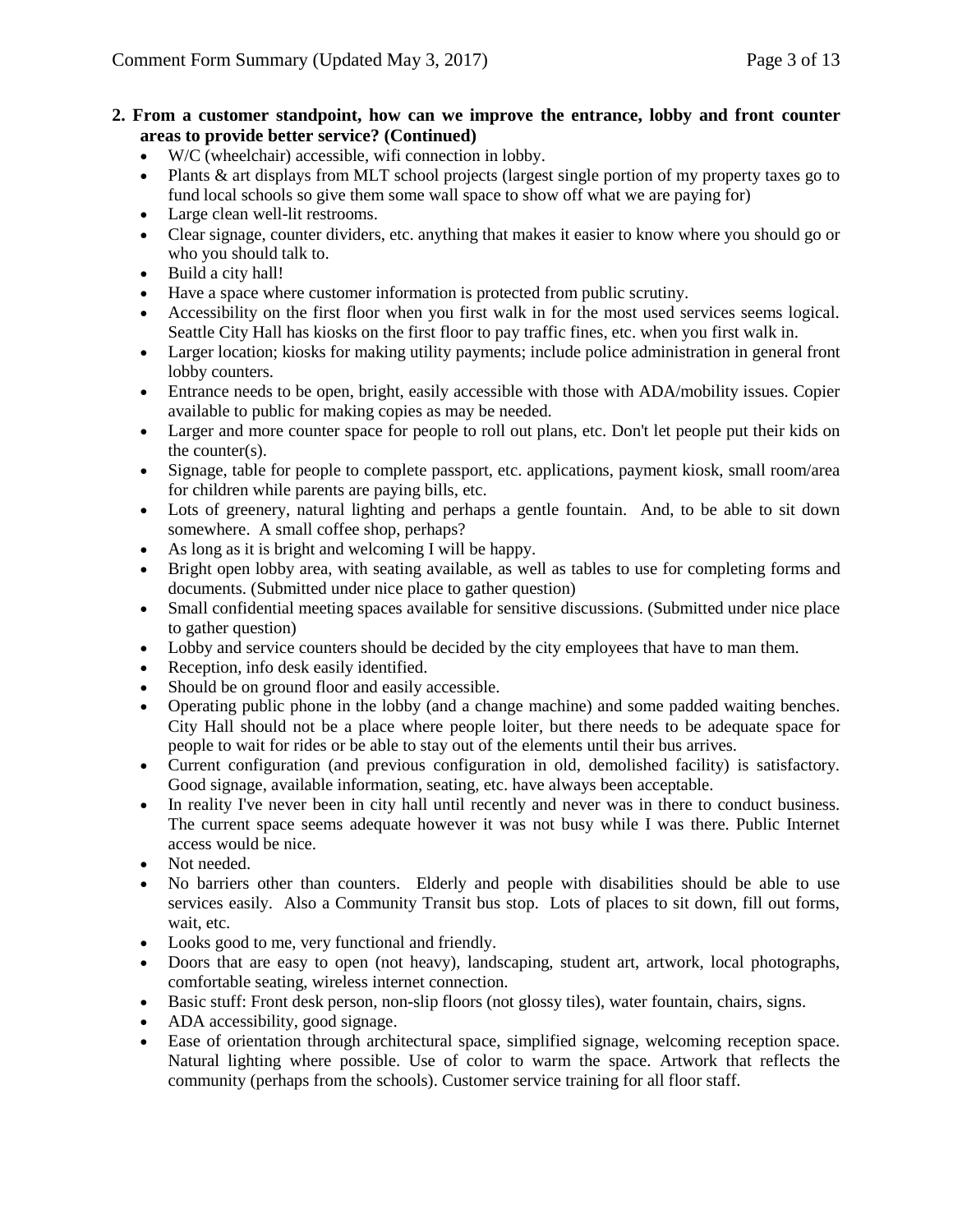**2. From a customer standpoint, how can we improve the entrance, lobby and front counter areas to provide better service? (Continued)**

- W/C (wheelchair) accessible, wifi connection in lobby.
- Plants & art displays from MLT school projects (largest single portion of my property taxes go to fund local schools so give them some wall space to show off what we are paying for)
- Large clean well-lit restrooms.
- Clear signage, counter dividers, etc. anything that makes it easier to know where you should go or who you should talk to.
- Build a city hall!
- Have a space where customer information is protected from public scrutiny.
- Accessibility on the first floor when you first walk in for the most used services seems logical. Seattle City Hall has kiosks on the first floor to pay traffic fines, etc. when you first walk in.
- Larger location; kiosks for making utility payments; include police administration in general front lobby counters.
- Entrance needs to be open, bright, easily accessible with those with ADA/mobility issues. Copier available to public for making copies as may be needed.
- Larger and more counter space for people to roll out plans, etc. Don't let people put their kids on the counter(s).
- Signage, table for people to complete passport, etc. applications, payment kiosk, small room/area for children while parents are paying bills, etc.
- Lots of greenery, natural lighting and perhaps a gentle fountain. And, to be able to sit down somewhere. A small coffee shop, perhaps?
- As long as it is bright and welcoming I will be happy.
- Bright open lobby area, with seating available, as well as tables to use for completing forms and documents. (Submitted under nice place to gather question)
- Small confidential meeting spaces available for sensitive discussions. (Submitted under nice place to gather question)
- Lobby and service counters should be decided by the city employees that have to man them.
- Reception, info desk easily identified.
- Should be on ground floor and easily accessible.
- Operating public phone in the lobby (and a change machine) and some padded waiting benches. City Hall should not be a place where people loiter, but there needs to be adequate space for people to wait for rides or be able to stay out of the elements until their bus arrives.
- Current configuration (and previous configuration in old, demolished facility) is satisfactory. Good signage, available information, seating, etc. have always been acceptable.
- In reality I've never been in city hall until recently and never was in there to conduct business. The current space seems adequate however it was not busy while I was there. Public Internet access would be nice.
- Not needed.
- No barriers other than counters. Elderly and people with disabilities should be able to use services easily. Also a Community Transit bus stop. Lots of places to sit down, fill out forms, wait, etc.
- Looks good to me, very functional and friendly.
- Doors that are easy to open (not heavy), landscaping, student art, artwork, local photographs, comfortable seating, wireless internet connection.
- Basic stuff: Front desk person, non-slip floors (not glossy tiles), water fountain, chairs, signs.
- ADA accessibility, good signage.
- Ease of orientation through architectural space, simplified signage, welcoming reception space. Natural lighting where possible. Use of color to warm the space. Artwork that reflects the community (perhaps from the schools). Customer service training for all floor staff.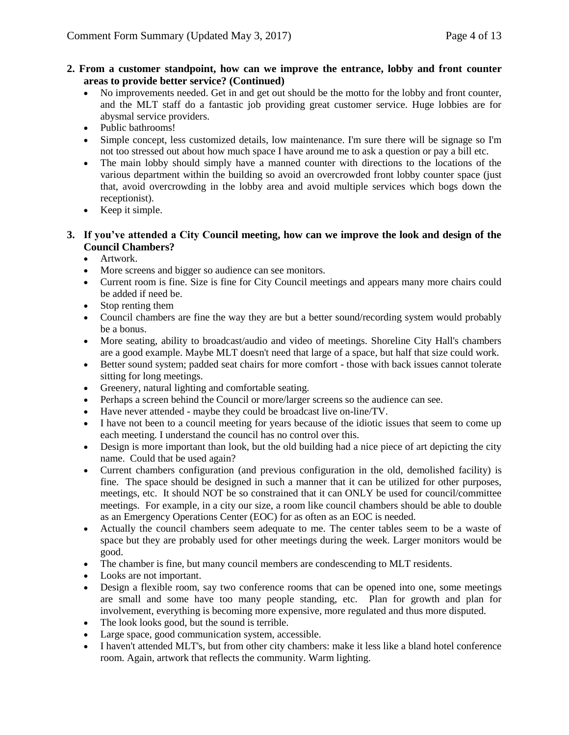**2. From a customer standpoint, how can we improve the entrance, lobby and front counter areas to provide better service? (Continued)**

- No improvements needed. Get in and get out should be the motto for the lobby and front counter, and the MLT staff do a fantastic job providing great customer service. Huge lobbies are for abysmal service providers.
- Public bathrooms!
- Simple concept, less customized details, low maintenance. I'm sure there will be signage so I'm not too stressed out about how much space I have around me to ask a question or pay a bill etc.
- The main lobby should simply have a manned counter with directions to the locations of the various department within the building so avoid an overcrowded front lobby counter space (just that, avoid overcrowding in the lobby area and avoid multiple services which bogs down the receptionist).
- Keep it simple.

**3. If you've attended a City Council meeting, how can we improve the look and design of the Council Chambers?**

- Artwork.
- More screens and bigger so audience can see monitors.
- Current room is fine. Size is fine for City Council meetings and appears many more chairs could be added if need be.
- Stop renting them
- Council chambers are fine the way they are but a better sound/recording system would probably be a bonus.
- More seating, ability to broadcast/audio and video of meetings. Shoreline City Hall's chambers are a good example. Maybe MLT doesn't need that large of a space, but half that size could work.
- Better sound system; padded seat chairs for more comfort - those with back issues cannot tolerate sitting for long meetings.
- Greenery, natural lighting and comfortable seating.
- Perhaps a screen behind the Council or more/larger screens so the audience can see.
- Have never attended - maybe they could be broadcast live on-line/TV.
- I have not been to a council meeting for years because of the idiotic issues that seem to come up each meeting. I understand the council has no control over this.
- Design is more important than look, but the old building had a nice piece of art depicting the city name. Could that be used again?
- Current chambers configuration (and previous configuration in the old, demolished facility) is fine. The space should be designed in such a manner that it can be utilized for other purposes, meetings, etc. It should NOT be so constrained that it can ONLY be used for council/committee meetings. For example, in a city our size, a room like council chambers should be able to double as an Emergency Operations Center (EOC) for as often as an EOC is needed.
- Actually the council chambers seem adequate to me. The center tables seem to be a waste of space but they are probably used for other meetings during the week. Larger monitors would be good.
- The chamber is fine, but many council members are condescending to MLT residents.
- Looks are not important.
- Design a flexible room, say two conference rooms that can be opened into one, some meetings are small and some have too many people standing, etc. Plan for growth and plan for involvement, everything is becoming more expensive, more regulated and thus more disputed.
- The look looks good, but the sound is terrible.
- Large space, good communication system, accessible.
- I haven't attended MLT's, but from other city chambers: make it less like a bland hotel conference room. Again, artwork that reflects the community. Warm lighting.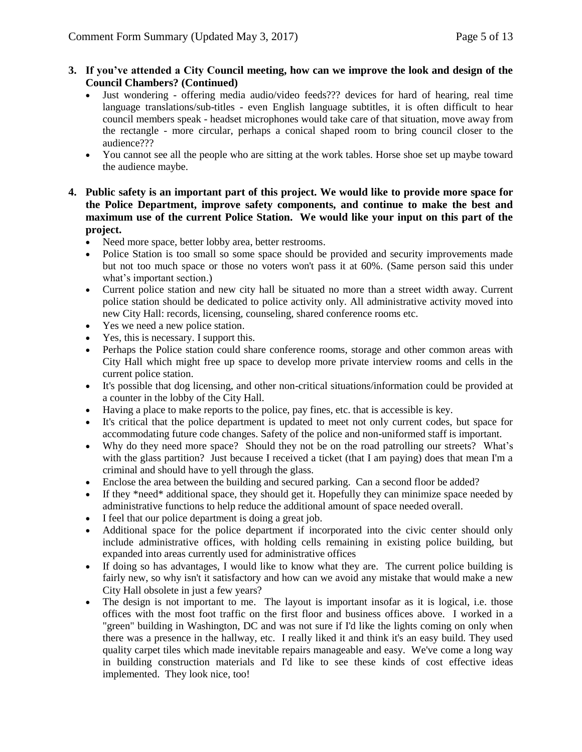**3. If you've attended a City Council meeting, how can we improve the look and design of the Council Chambers? (Continued)**

- Just wondering - offering media audio/video feeds??? devices for hard of hearing, real time language translations/sub-titles - even English language subtitles, it is often difficult to hear council members speak - headset microphones would take care of that situation, move away from the rectangle - more circular, perhaps a conical shaped room to bring council closer to the audience???
- You cannot see all the people who are sitting at the work tables. Horse shoe set up maybe toward the audience maybe.

**4. Public safety is an important part of this project. We would like to provide more space for the Police Department, improve safety components, and continue to make the best and maximum use of the current Police Station. We would like your input on this part of the project.**

- Need more space, better lobby area, better restrooms.
- Police Station is too small so some space should be provided and security improvements made but not too much space or those no voters won't pass it at 60%. (Same person said this under what's important section.)
- Current police station and new city hall be situated no more than a street width away. Current police station should be dedicated to police activity only. All administrative activity moved into new City Hall: records, licensing, counseling, shared conference rooms etc.
- Yes we need a new police station.
- Yes, this is necessary. I support this.
- Perhaps the Police station could share conference rooms, storage and other common areas with City Hall which might free up space to develop more private interview rooms and cells in the current police station.
- It's possible that dog licensing, and other non-critical situations/information could be provided at a counter in the lobby of the City Hall.
- Having a place to make reports to the police, pay fines, etc. that is accessible is key.
- It's critical that the police department is updated to meet not only current codes, but space for accommodating future code changes. Safety of the police and non-uniformed staff is important.
- Why do they need more space? Should they not be on the road patrolling our streets? What's with the glass partition? Just because I received a ticket (that I am paying) does that mean I'm a criminal and should have to yell through the glass.
- Enclose the area between the building and secured parking. Can a second floor be added?
- If they *need* additional space, they should get it. Hopefully they can minimize space needed by administrative functions to help reduce the additional amount of space needed overall.
- I feel that our police department is doing a great job.
- Additional space for the police department if incorporated into the civic center should only include administrative offices, with holding cells remaining in existing police building, but expanded into areas currently used for administrative offices
- If doing so has advantages, I would like to know what they are. The current police building is fairly new, so why isn't it satisfactory and how can we avoid any mistake that would make a new City Hall obsolete in just a few years?
- The design is not important to me. The layout is important insofar as it is logical, i.e. those offices with the most foot traffic on the first floor and business offices above. I worked in a "green" building in Washington, DC and was not sure if I'd like the lights coming on only when there was a presence in the hallway, etc. I really liked it and think it's an easy build. They used quality carpet tiles which made inevitable repairs manageable and easy. We've come a long way in building construction materials and I'd like to see these kinds of cost effective ideas implemented. They look nice, too!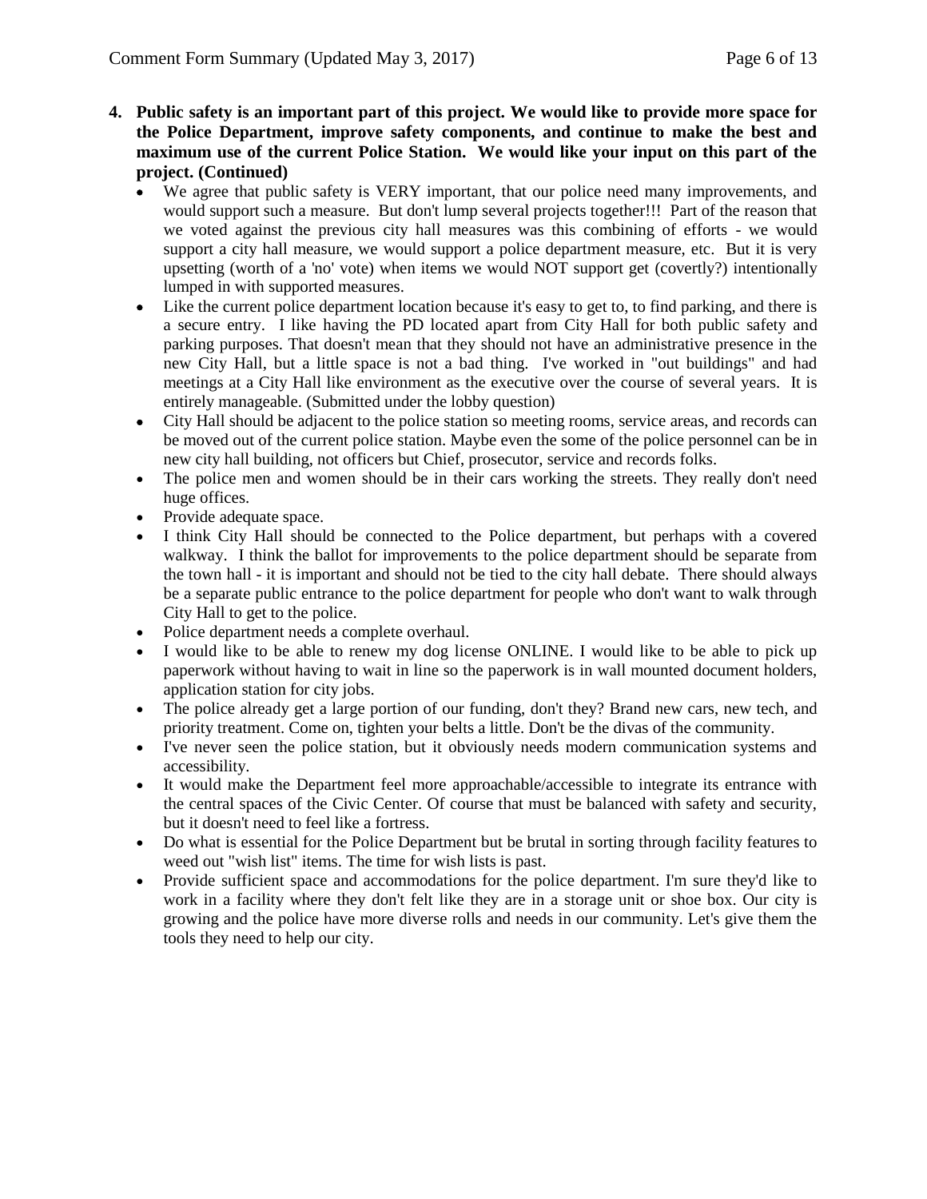4. **Public safety is an important part of this project. We would like to provide more space for the Police Department, improve safety components, and continue to make the best and maximum use of the current Police Station. We would like your input on this part of the project. (Continued)**
   - We agree that public safety is VERY important, that our police need many improvements, and would support such a measure. But don't lump several projects together!!! Part of the reason that we voted against the previous city hall measures was this combining of efforts - we would support a city hall measure, we would support a police department measure, etc. But it is very upsetting (worth of a 'no' vote) when items we would NOT support get (covertly?) intentionally lumped in with supported measures.
   - Like the current police department location because it's easy to get to, to find parking, and there is a secure entry. I like having the PD located apart from City Hall for both public safety and parking purposes. That doesn't mean that they should not have an administrative presence in the new City Hall, but a little space is not a bad thing. I've worked in "out buildings" and had meetings at a City Hall like environment as the executive over the course of several years. It is entirely manageable. (Submitted under the lobby question)
   - City Hall should be adjacent to the police station so meeting rooms, service areas, and records can be moved out of the current police station. Maybe even the some of the police personnel can be in new city hall building, not officers but Chief, prosecutor, service and records folks.
   - The police men and women should be in their cars working the streets. They really don't need huge offices.
   - Provide adequate space.
   - I think City Hall should be connected to the Police department, but perhaps with a covered walkway. I think the ballot for improvements to the police department should be separate from the town hall - it is important and should not be tied to the city hall debate. There should always be a separate public entrance to the police department for people who don't want to walk through City Hall to get to the police.
   - Police department needs a complete overhaul.
   - I would like to be able to renew my dog license ONLINE. I would like to be able to pick up paperwork without having to wait in line so the paperwork is in wall mounted document holders, application station for city jobs.
   - The police already get a large portion of our funding, don't they? Brand new cars, new tech, and priority treatment. Come on, tighten your belts a little. Don't be the divas of the community.
   - I've never seen the police station, but it obviously needs modern communication systems and accessibility.
   - It would make the Department feel more approachable/accessible to integrate its entrance with the central spaces of the Civic Center. Of course that must be balanced with safety and security, but it doesn't need to feel like a fortress.
   - Do what is essential for the Police Department but be brutal in sorting through facility features to weed out "wish list" items. The time for wish lists is past.
   - Provide sufficient space and accommodations for the police department. I'm sure they'd like to work in a facility where they don't felt like they are in a storage unit or shoe box. Our city is growing and the police have more diverse rolls and needs in our community. Let's give them the tools they need to help our city.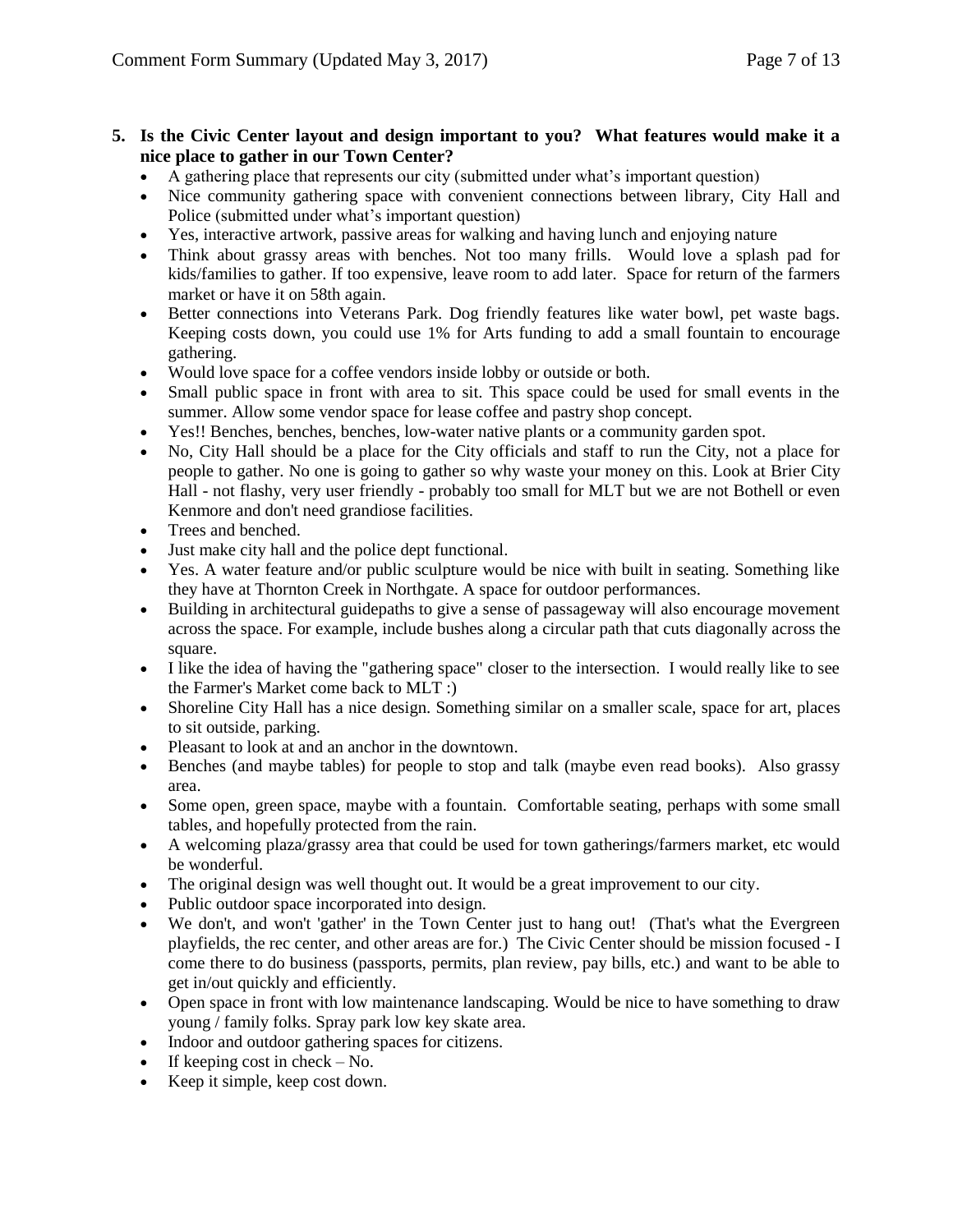**5. Is the Civic Center layout and design important to you? What features would make it a nice place to gather in our Town Center?**

- A gathering place that represents our city (submitted under what's important question)
- Nice community gathering space with convenient connections between library, City Hall and Police (submitted under what's important question)
- Yes, interactive artwork, passive areas for walking and having lunch and enjoying nature
- Think about grassy areas with benches. Not too many frills. Would love a splash pad for kids/families to gather. If too expensive, leave room to add later. Space for return of the farmers market or have it on 58th again.
- Better connections into Veterans Park. Dog friendly features like water bowl, pet waste bags. Keeping costs down, you could use 1% for Arts funding to add a small fountain to encourage gathering.
- Would love space for a coffee vendors inside lobby or outside or both.
- Small public space in front with area to sit. This space could be used for small events in the summer. Allow some vendor space for lease coffee and pastry shop concept.
- Yes!! Benches, benches, benches, low-water native plants or a community garden spot.
- No, City Hall should be a place for the City officials and staff to run the City, not a place for people to gather. No one is going to gather so why waste your money on this. Look at Brier City Hall - not flashy, very user friendly - probably too small for MLT but we are not Bothell or even Kenmore and don't need grandiose facilities.
- Trees and benched.
- Just make city hall and the police dept functional.
- Yes. A water feature and/or public sculpture would be nice with built in seating. Something like they have at Thornton Creek in Northgate. A space for outdoor performances.
- Building in architectural guidepaths to give a sense of passageway will also encourage movement across the space. For example, include bushes along a circular path that cuts diagonally across the square.
- I like the idea of having the "gathering space" closer to the intersection. I would really like to see the Farmer's Market come back to MLT :)
- Shoreline City Hall has a nice design. Something similar on a smaller scale, space for art, places to sit outside, parking.
- Pleasant to look at and an anchor in the downtown.
- Benches (and maybe tables) for people to stop and talk (maybe even read books). Also grassy area.
- Some open, green space, maybe with a fountain. Comfortable seating, perhaps with some small tables, and hopefully protected from the rain.
- A welcoming plaza/grassy area that could be used for town gatherings/farmers market, etc would be wonderful.
- The original design was well thought out. It would be a great improvement to our city.
- Public outdoor space incorporated into design.
- We don't, and won't 'gather' in the Town Center just to hang out! (That's what the Evergreen playfields, the rec center, and other areas are for.) The Civic Center should be mission focused - I come there to do business (passports, permits, plan review, pay bills, etc.) and want to be able to get in/out quickly and efficiently.
- Open space in front with low maintenance landscaping. Would be nice to have something to draw young / family folks. Spray park low key skate area.
- Indoor and outdoor gathering spaces for citizens.
- If keeping cost in check – No.
- Keep it simple, keep cost down.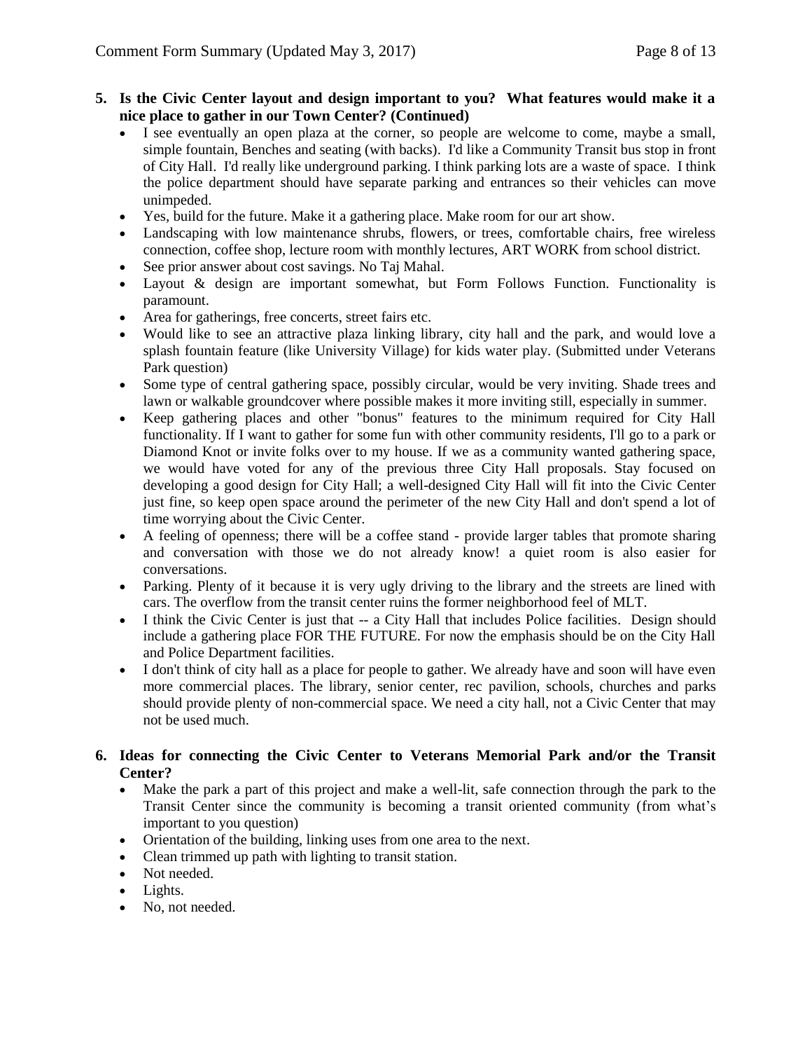**5. Is the Civic Center layout and design important to you? What features would make it a nice place to gather in our Town Center? (Continued)**

- I see eventually an open plaza at the corner, so people are welcome to come, maybe a small, simple fountain, Benches and seating (with backs). I'd like a Community Transit bus stop in front of City Hall. I'd really like underground parking. I think parking lots are a waste of space. I think the police department should have separate parking and entrances so their vehicles can move unimpeded.
- Yes, build for the future. Make it a gathering place. Make room for our art show.
- Landscaping with low maintenance shrubs, flowers, or trees, comfortable chairs, free wireless connection, coffee shop, lecture room with monthly lectures, ART WORK from school district.
- See prior answer about cost savings. No Taj Mahal.
- Layout & design are important somewhat, but Form Follows Function. Functionality is paramount.
- Area for gatherings, free concerts, street fairs etc.
- Would like to see an attractive plaza linking library, city hall and the park, and would love a splash fountain feature (like University Village) for kids water play. (Submitted under Veterans Park question)
- Some type of central gathering space, possibly circular, would be very inviting. Shade trees and lawn or walkable groundcover where possible makes it more inviting still, especially in summer.
- Keep gathering places and other "bonus" features to the minimum required for City Hall functionality. If I want to gather for some fun with other community residents, I'll go to a park or Diamond Knot or invite folks over to my house. If we as a community wanted gathering space, we would have voted for any of the previous three City Hall proposals. Stay focused on developing a good design for City Hall; a well-designed City Hall will fit into the Civic Center just fine, so keep open space around the perimeter of the new City Hall and don't spend a lot of time worrying about the Civic Center.
- A feeling of openness; there will be a coffee stand - provide larger tables that promote sharing and conversation with those we do not already know! a quiet room is also easier for conversations.
- Parking. Plenty of it because it is very ugly driving to the library and the streets are lined with cars. The overflow from the transit center ruins the former neighborhood feel of MLT.
- I think the Civic Center is just that -- a City Hall that includes Police facilities. Design should include a gathering place FOR THE FUTURE. For now the emphasis should be on the City Hall and Police Department facilities.
- I don't think of city hall as a place for people to gather. We already have and soon will have even more commercial places. The library, senior center, rec pavilion, schools, churches and parks should provide plenty of non-commercial space. We need a city hall, not a Civic Center that may not be used much.

**6. Ideas for connecting the Civic Center to Veterans Memorial Park and/or the Transit Center?**

- Make the park a part of this project and make a well-lit, safe connection through the park to the Transit Center since the community is becoming a transit oriented community (from what's important to you question)
- Orientation of the building, linking uses from one area to the next.
- Clean trimmed up path with lighting to transit station.
- Not needed.
- Lights.
- No, not needed.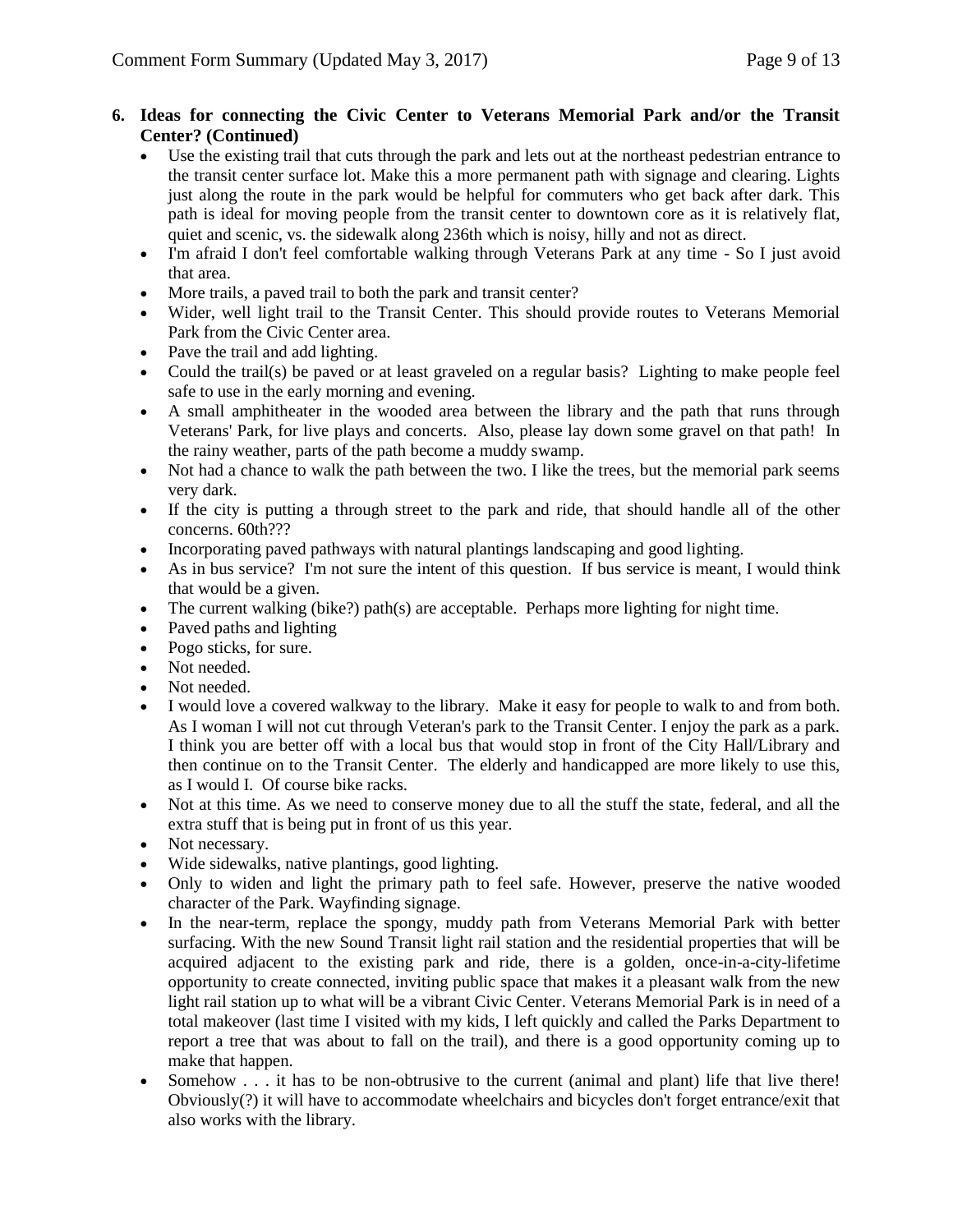6. **Ideas for connecting the Civic Center to Veterans Memorial Park and/or the Transit Center? (Continued)**
   - Use the existing trail that cuts through the park and lets out at the northeast pedestrian entrance to the transit center surface lot. Make this a more permanent path with signage and clearing. Lights just along the route in the park would be helpful for commuters who get back after dark. This path is ideal for moving people from the transit center to downtown core as it is relatively flat, quiet and scenic, vs. the sidewalk along 236th which is noisy, hilly and not as direct.
   - I'm afraid I don't feel comfortable walking through Veterans Park at any time - So I just avoid that area.
   - More trails, a paved trail to both the park and transit center?
   - Wider, well light trail to the Transit Center. This should provide routes to Veterans Memorial Park from the Civic Center area.
   - Pave the trail and add lighting.
   - Could the trail(s) be paved or at least graveled on a regular basis? Lighting to make people feel safe to use in the early morning and evening.
   - A small amphitheater in the wooded area between the library and the path that runs through Veterans' Park, for live plays and concerts. Also, please lay down some gravel on that path! In the rainy weather, parts of the path become a muddy swamp.
   - Not had a chance to walk the path between the two. I like the trees, but the memorial park seems very dark.
   - If the city is putting a through street to the park and ride, that should handle all of the other concerns. 60th???
   - Incorporating paved pathways with natural plantings landscaping and good lighting.
   - As in bus service? I'm not sure the intent of this question. If bus service is meant, I would think that would be a given.
   - The current walking (bike?) path(s) are acceptable. Perhaps more lighting for night time.
   - Paved paths and lighting
   - Pogo sticks, for sure.
   - Not needed.
   - Not needed.
   - I would love a covered walkway to the library. Make it easy for people to walk to and from both. As I woman I will not cut through Veteran's park to the Transit Center. I enjoy the park as a park. I think you are better off with a local bus that would stop in front of the City Hall/Library and then continue on to the Transit Center. The elderly and handicapped are more likely to use this, as I would I. Of course bike racks.
   - Not at this time. As we need to conserve money due to all the stuff the state, federal, and all the extra stuff that is being put in front of us this year.
   - Not necessary.
   - Wide sidewalks, native plantings, good lighting.
   - Only to widen and light the primary path to feel safe. However, preserve the native wooded character of the Park. Wayfinding signage.
   - In the near-term, replace the spongy, muddy path from Veterans Memorial Park with better surfacing. With the new Sound Transit light rail station and the residential properties that will be acquired adjacent to the existing park and ride, there is a golden, once-in-a-city-lifetime opportunity to create connected, inviting public space that makes it a pleasant walk from the new light rail station up to what will be a vibrant Civic Center. Veterans Memorial Park is in need of a total makeover (last time I visited with my kids, I left quickly and called the Parks Department to report a tree that was about to fall on the trail), and there is a good opportunity coming up to make that happen.
   - Somehow . . . it has to be non-obtrusive to the current (animal and plant) life that live there! Obviously(?) it will have to accommodate wheelchairs and bicycles don't forget entrance/exit that also works with the library.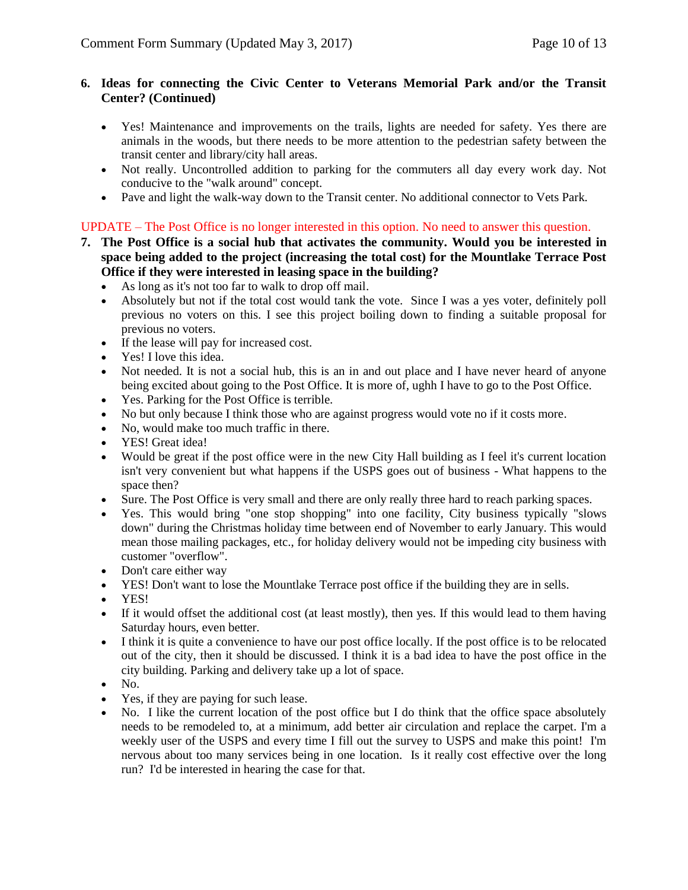**6. Ideas for connecting the Civic Center to Veterans Memorial Park and/or the Transit Center? (Continued)**

- Yes! Maintenance and improvements on the trails, lights are needed for safety. Yes there are animals in the woods, but there needs to be more attention to the pedestrian safety between the transit center and library/city hall areas.
- Not really. Uncontrolled addition to parking for the commuters all day every work day. Not conducive to the "walk around" concept.
- Pave and light the walk-way down to the Transit center. No additional connector to Vets Park.

UPDATE – The Post Office is no longer interested in this option. No need to answer this question.

**7. The Post Office is a social hub that activates the community. Would you be interested in space being added to the project (increasing the total cost) for the Mountlake Terrace Post Office if they were interested in leasing space in the building?**

- As long as it's not too far to walk to drop off mail.
- Absolutely but not if the total cost would tank the vote. Since I was a yes voter, definitely poll previous no voters on this. I see this project boiling down to finding a suitable proposal for previous no voters.
- If the lease will pay for increased cost.
- Yes! I love this idea.
- Not needed. It is not a social hub, this is an in and out place and I have never heard of anyone being excited about going to the Post Office. It is more of, ughh I have to go to the Post Office.
- Yes. Parking for the Post Office is terrible.
- No but only because I think those who are against progress would vote no if it costs more.
- No, would make too much traffic in there.
- YES! Great idea!
- Would be great if the post office were in the new City Hall building as I feel it's current location isn't very convenient but what happens if the USPS goes out of business - What happens to the space then?
- Sure. The Post Office is very small and there are only really three hard to reach parking spaces.
- Yes. This would bring "one stop shopping" into one facility, City business typically "slows down" during the Christmas holiday time between end of November to early January. This would mean those mailing packages, etc., for holiday delivery would not be impeding city business with customer "overflow".
- Don't care either way
- YES! Don't want to lose the Mountlake Terrace post office if the building they are in sells.
- YES!
- If it would offset the additional cost (at least mostly), then yes. If this would lead to them having Saturday hours, even better.
- I think it is quite a convenience to have our post office locally. If the post office is to be relocated out of the city, then it should be discussed. I think it is a bad idea to have the post office in the city building. Parking and delivery take up a lot of space.
- No.
- Yes, if they are paying for such lease.
- No. I like the current location of the post office but I do think that the office space absolutely needs to be remodeled to, at a minimum, add better air circulation and replace the carpet. I'm a weekly user of the USPS and every time I fill out the survey to USPS and make this point! I'm nervous about too many services being in one location. Is it really cost effective over the long run? I'd be interested in hearing the case for that.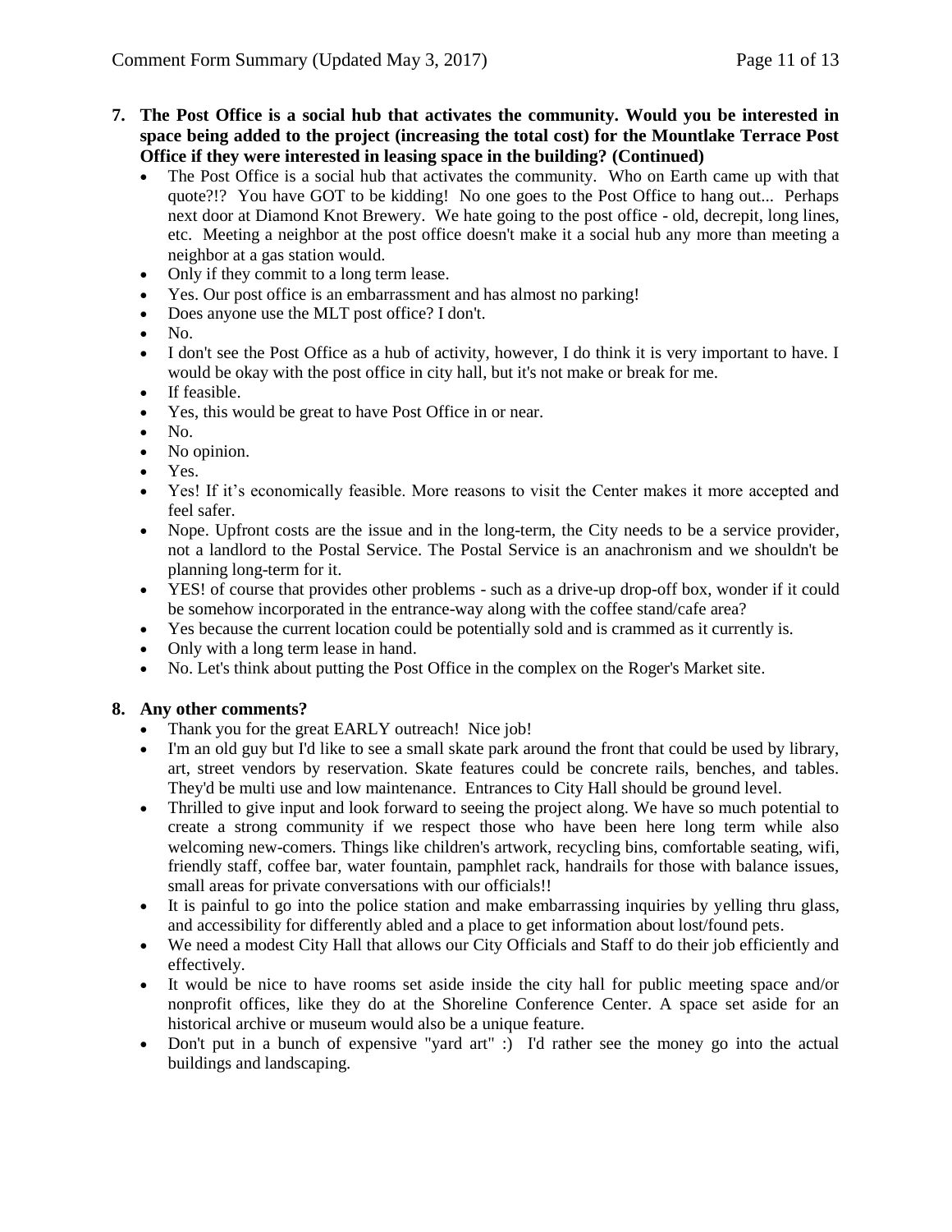**7. The Post Office is a social hub that activates the community. Would you be interested in space being added to the project (increasing the total cost) for the Mountlake Terrace Post Office if they were interested in leasing space in the building? (Continued)**

- The Post Office is a social hub that activates the community. Who on Earth came up with that quote?!? You have GOT to be kidding! No one goes to the Post Office to hang out... Perhaps next door at Diamond Knot Brewery. We hate going to the post office - old, decrepit, long lines, etc. Meeting a neighbor at the post office doesn't make it a social hub any more than meeting a neighbor at a gas station would.
- Only if they commit to a long term lease.
- Yes. Our post office is an embarrassment and has almost no parking!
- Does anyone use the MLT post office? I don't.
- No.
- I don't see the Post Office as a hub of activity, however, I do think it is very important to have. I would be okay with the post office in city hall, but it's not make or break for me.
- If feasible.
- Yes, this would be great to have Post Office in or near.
- No.
- No opinion.
- Yes.
- Yes! If it's economically feasible. More reasons to visit the Center makes it more accepted and feel safer.
- Nope. Upfront costs are the issue and in the long-term, the City needs to be a service provider, not a landlord to the Postal Service. The Postal Service is an anachronism and we shouldn't be planning long-term for it.
- YES! of course that provides other problems - such as a drive-up drop-off box, wonder if it could be somehow incorporated in the entrance-way along with the coffee stand/cafe area?
- Yes because the current location could be potentially sold and is crammed as it currently is.
- Only with a long term lease in hand.
- No. Let's think about putting the Post Office in the complex on the Roger's Market site.

**8. Any other comments?**

- Thank you for the great EARLY outreach! Nice job!
- I'm an old guy but I'd like to see a small skate park around the front that could be used by library, art, street vendors by reservation. Skate features could be concrete rails, benches, and tables. They'd be multi use and low maintenance. Entrances to City Hall should be ground level.
- Thrilled to give input and look forward to seeing the project along. We have so much potential to create a strong community if we respect those who have been here long term while also welcoming new-comers. Things like children's artwork, recycling bins, comfortable seating, wifi, friendly staff, coffee bar, water fountain, pamphlet rack, handrails for those with balance issues, small areas for private conversations with our officials!!
- It is painful to go into the police station and make embarrassing inquiries by yelling thru glass, and accessibility for differently abled and a place to get information about lost/found pets.
- We need a modest City Hall that allows our City Officials and Staff to do their job efficiently and effectively.
- It would be nice to have rooms set aside inside the city hall for public meeting space and/or nonprofit offices, like they do at the Shoreline Conference Center. A space set aside for an historical archive or museum would also be a unique feature.
- Don't put in a bunch of expensive "yard art" :) I'd rather see the money go into the actual buildings and landscaping.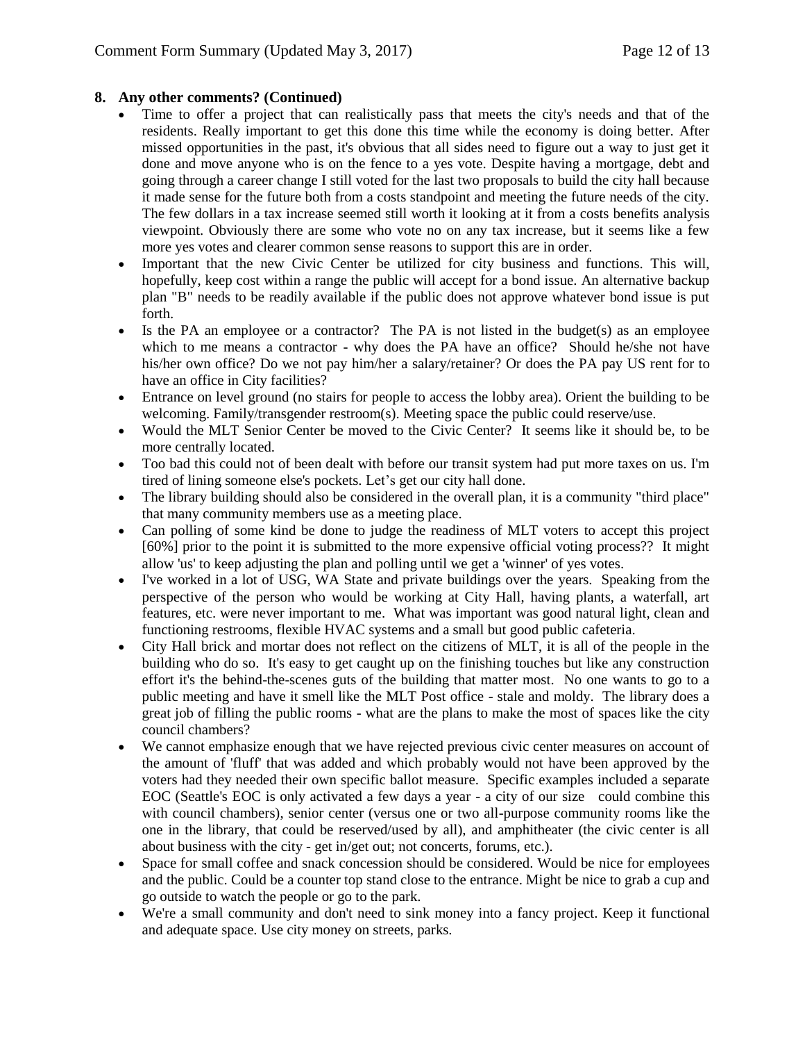**8. Any other comments? (Continued)**

- Time to offer a project that can realistically pass that meets the city's needs and that of the residents. Really important to get this done this time while the economy is doing better. After missed opportunities in the past, it's obvious that all sides need to figure out a way to just get it done and move anyone who is on the fence to a yes vote. Despite having a mortgage, debt and going through a career change I still voted for the last two proposals to build the city hall because it made sense for the future both from a costs standpoint and meeting the future needs of the city. The few dollars in a tax increase seemed still worth it looking at it from a costs benefits analysis viewpoint. Obviously there are some who vote no on any tax increase, but it seems like a few more yes votes and clearer common sense reasons to support this are in order.
- Important that the new Civic Center be utilized for city business and functions. This will, hopefully, keep cost within a range the public will accept for a bond issue. An alternative backup plan "B" needs to be readily available if the public does not approve whatever bond issue is put forth.
- Is the PA an employee or a contractor? The PA is not listed in the budget(s) as an employee which to me means a contractor - why does the PA have an office? Should he/she not have his/her own office? Do we not pay him/her a salary/retainer? Or does the PA pay US rent for to have an office in City facilities?
- Entrance on level ground (no stairs for people to access the lobby area). Orient the building to be welcoming. Family/transgender restroom(s). Meeting space the public could reserve/use.
- Would the MLT Senior Center be moved to the Civic Center? It seems like it should be, to be more centrally located.
- Too bad this could not of been dealt with before our transit system had put more taxes on us. I'm tired of lining someone else's pockets. Let's get our city hall done.
- The library building should also be considered in the overall plan, it is a community "third place" that many community members use as a meeting place.
- Can polling of some kind be done to judge the readiness of MLT voters to accept this project [60%] prior to the point it is submitted to the more expensive official voting process?? It might allow 'us' to keep adjusting the plan and polling until we get a 'winner' of yes votes.
- I've worked in a lot of USG, WA State and private buildings over the years. Speaking from the perspective of the person who would be working at City Hall, having plants, a waterfall, art features, etc. were never important to me. What was important was good natural light, clean and functioning restrooms, flexible HVAC systems and a small but good public cafeteria.
- City Hall brick and mortar does not reflect on the citizens of MLT, it is all of the people in the building who do so. It's easy to get caught up on the finishing touches but like any construction effort it's the behind-the-scenes guts of the building that matter most. No one wants to go to a public meeting and have it smell like the MLT Post office - stale and moldy. The library does a great job of filling the public rooms - what are the plans to make the most of spaces like the city council chambers?
- We cannot emphasize enough that we have rejected previous civic center measures on account of the amount of 'fluff' that was added and which probably would not have been approved by the voters had they needed their own specific ballot measure. Specific examples included a separate EOC (Seattle's EOC is only activated a few days a year - a city of our size could combine this with council chambers), senior center (versus one or two all-purpose community rooms like the one in the library, that could be reserved/used by all), and amphitheater (the civic center is all about business with the city - get in/get out; not concerts, forums, etc.).
- Space for small coffee and snack concession should be considered. Would be nice for employees and the public. Could be a counter top stand close to the entrance. Might be nice to grab a cup and go outside to watch the people or go to the park.
- We're a small community and don't need to sink money into a fancy project. Keep it functional and adequate space. Use city money on streets, parks.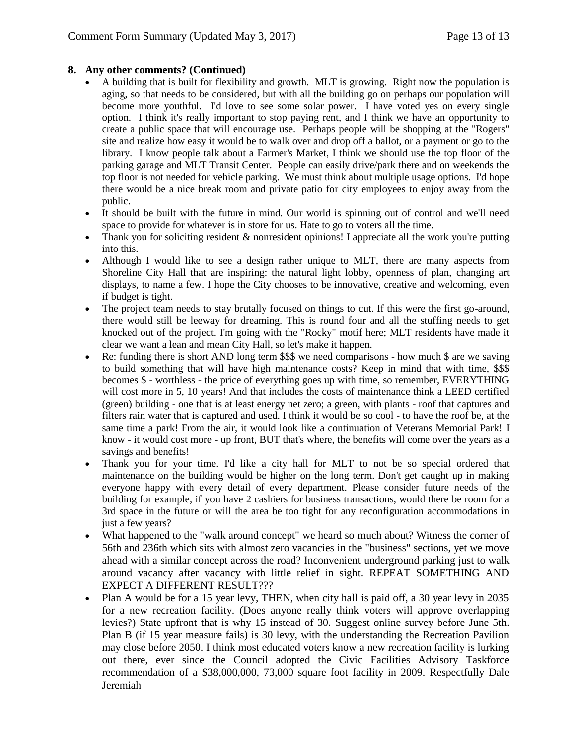**8. Any other comments? (Continued)**

- A building that is built for flexibility and growth. MLT is growing. Right now the population is aging, so that needs to be considered, but with all the building go on perhaps our population will become more youthful. I'd love to see some solar power. I have voted yes on every single option. I think it's really important to stop paying rent, and I think we have an opportunity to create a public space that will encourage use. Perhaps people will be shopping at the "Rogers" site and realize how easy it would be to walk over and drop off a ballot, or a payment or go to the library. I know people talk about a Farmer's Market, I think we should use the top floor of the parking garage and MLT Transit Center. People can easily drive/park there and on weekends the top floor is not needed for vehicle parking. We must think about multiple usage options. I'd hope there would be a nice break room and private patio for city employees to enjoy away from the public.
- It should be built with the future in mind. Our world is spinning out of control and we'll need space to provide for whatever is in store for us. Hate to go to voters all the time.
- Thank you for soliciting resident & nonresident opinions! I appreciate all the work you're putting into this.
- Although I would like to see a design rather unique to MLT, there are many aspects from Shoreline City Hall that are inspiring: the natural light lobby, openness of plan, changing art displays, to name a few. I hope the City chooses to be innovative, creative and welcoming, even if budget is tight.
- The project team needs to stay brutally focused on things to cut. If this were the first go-around, there would still be leeway for dreaming. This is round four and all the stuffing needs to get knocked out of the project. I'm going with the "Rocky" motif here; MLT residents have made it clear we want a lean and mean City Hall, so let's make it happen.
- Re: funding there is short AND long term $$$ we need comparisons - how much $ are we saving to build something that will have high maintenance costs? Keep in mind that with time, $$$ becomes $ - worthless - the price of everything goes up with time, so remember, EVERYTHING will cost more in 5, 10 years! And that includes the costs of maintenance think a LEED certified (green) building - one that is at least energy net zero; a green, with plants - roof that captures and filters rain water that is captured and used. I think it would be so cool - to have the roof be, at the same time a park! From the air, it would look like a continuation of Veterans Memorial Park! I know - it would cost more - up front, BUT that's where, the benefits will come over the years as a savings and benefits!
- Thank you for your time. I'd like a city hall for MLT to not be so special ordered that maintenance on the building would be higher on the long term. Don't get caught up in making everyone happy with every detail of every department. Please consider future needs of the building for example, if you have 2 cashiers for business transactions, would there be room for a 3rd space in the future or will the area be too tight for any reconfiguration accommodations in just a few years?
- What happened to the "walk around concept" we heard so much about? Witness the corner of 56th and 236th which sits with almost zero vacancies in the "business" sections, yet we move ahead with a similar concept across the road? Inconvenient underground parking just to walk around vacancy after vacancy with little relief in sight. REPEAT SOMETHING AND EXPECT A DIFFERENT RESULT???
- Plan A would be for a 15 year levy, THEN, when city hall is paid off, a 30 year levy in 2035 for a new recreation facility. (Does anyone really think voters will approve overlapping levies?) State upfront that is why 15 instead of 30. Suggest online survey before June 5th. Plan B (if 15 year measure fails) is 30 levy, with the understanding the Recreation Pavilion may close before 2050. I think most educated voters know a new recreation facility is lurking out there, ever since the Council adopted the Civic Facilities Advisory Taskforce recommendation of a $38,000,000, 73,000 square foot facility in 2009. Respectfully Dale Jeremiah